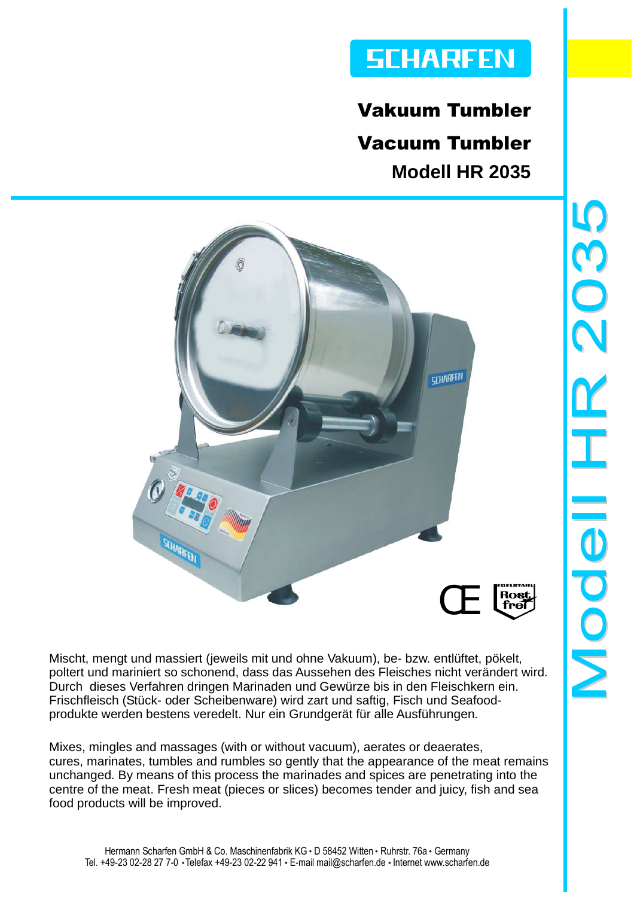SCHARFEN

# Vakuum Tumbler

# Vacuum Tumbler

## Modell HR 2035

Mischt, mengt und massiert (jeweils mit und ohne Vakuum), be- bzw. entlüftet, pökelt, poltert und mariniert so schonend, dass das Aussehen des Fleisches nicht verändert wird. Durch dieses Verfahren dringen Marinaden und Gewürze bis in den Fleischkern ein. Frischfleisch (Stück- oder Scheibenware) wird zart und saftig, Fisch und Seafood-produkte werden bestens veredelt. Nur ein Grundgerät für alle Ausführungen.

Mixes, mingles and massages (with or without vacuum), aerates or deaerates, cures, marinates, tumbles and rumbles so gently that the appearance of the meat remains unchanged. By means of this process the marinades and spices are penetrating into the centre of the meat. Fresh meat (pieces or slices) becomes tender and juicy, fish and sea food products will be improved.

Hermann Scharfen GmbH & Co. Maschinenfabrik KG • D 58452 Witten • Ruhrstr. 76a • Germany
Tel. +49-23 02-28 27 7-0 • Telefax +49-23 02-22 941 • E-mail mail@scharfen.de • Internet www.scharfen.de

Modell HR 2035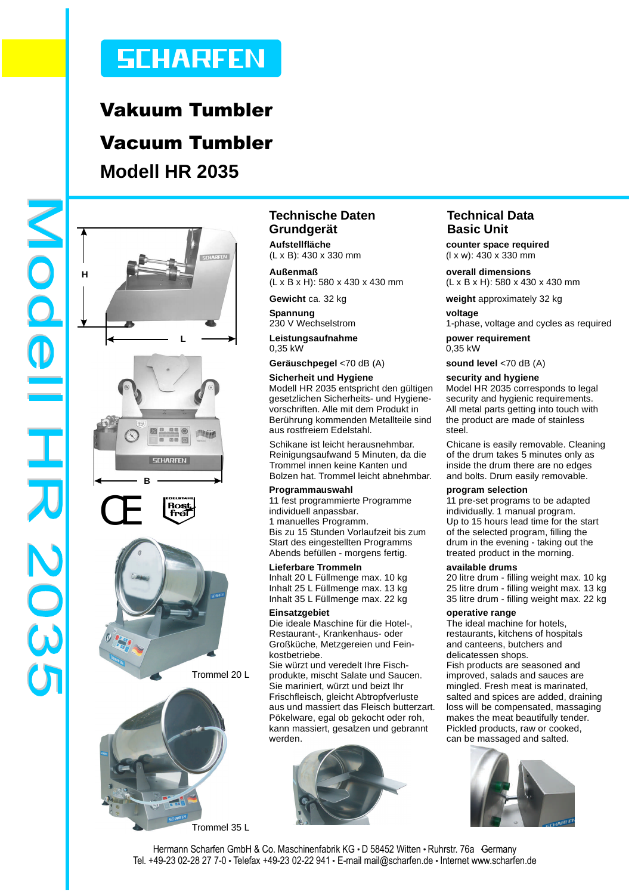SCHARFEN

# Vakuum Tumbler

# Vacuum Tumbler

## Modell HR 2035

Modell HR 2035

H

L

B

Trommel 20 L

Trommel 35 L

### Technische Daten Grundgerät

**Aufstellfläche**
(L x B): 430 x 330 mm

**Außenmaß**
(L x B x H): 580 x 430 x 430 mm

**Gewicht** ca. 32 kg

**Spannung**
230 V Wechselstrom

**Leistungsaufnahme**
0,35 kW

**Geräuschpegel** <70 dB (A)

**Sicherheit und Hygiene**
Modell HR 2035 entspricht den gültigen gesetzlichen Sicherheits- und Hygienevorschriften. Alle mit dem Produkt in Berührung kommenden Metallteile sind aus rostfreiem Edelstahl.

Schikane ist leicht herausnehmbar. Reinigungsaufwand 5 Minuten, da die Trommel innen keine Kanten und Bolzen hat. Trommel leicht abnehmbar.

**Programmauswahl**
11 fest programmierte Programme individuell anpassbar.
1 manuelles Programm.
Bis zu 15 Stunden Vorlaufzeit bis zum Start des eingestellten Programms Abends befüllen - morgens fertig.

**Lieferbare Trommeln**
Inhalt 20 L Füllmenge max. 10 kg
Inhalt 25 L Füllmenge max. 13 kg
Inhalt 35 L Füllmenge max. 22 kg

**Einsatzgebiet**
Die ideale Maschine für die Hotel-, Restaurant-, Krankenhaus- oder Großküche, Metzgereien und Feinkostbetriebe.
Sie würzt und veredelt Ihre Fischprodukte, mischt Salate und Saucen. Sie mariniert, würzt und beizt Ihr Frischfleisch, gleicht Abtropfverluste aus und massiert das Fleisch butterzart. Pökelware, egal ob gekocht oder roh, kann massiert, gesalzen und gebrannt werden.

### Technical Data Basic Unit

**counter space required**
(l x w): 430 x 330 mm

**overall dimensions**
(L x B x H): 580 x 430 x 430 mm

**weight** approximately 32 kg

**voltage**
1-phase, voltage and cycles as required

**power requirement**
0,35 kW

**sound level** <70 dB (A)

**security and hygiene**
Model HR 2035 corresponds to legal security and hygienic requirements. All metal parts getting into touch with the product are made of stainless steel.

Chicane is easily removable. Cleaning of the drum takes 5 minutes only as inside the drum there are no edges and bolts. Drum easily removable.

**program selection**
11 pre-set programs to be adapted individually. 1 manual program.
Up to 15 hours lead time for the start of the selected program, filling the drum in the evening - taking out the treated product in the morning.

**available drums**
20 litre drum - filling weight max. 10 kg
25 litre drum - filling weight max. 13 kg
35 litre drum - filling weight max. 22 kg

**operative range**
The ideal machine for hotels, restaurants, kitchens of hospitals and canteens, butchers and delicatessen shops.
Fish products are seasoned and improved, salads and sauces are mingled. Fresh meat is marinated, salted and spices are added, draining loss will be compensated, massaging makes the meat beautifully tender. Pickled products, raw or cooked, can be massaged and salted.

Hermann Scharfen GmbH & Co. Maschinenfabrik KG • D 58452 Witten • Ruhrstr. 76a Germany
Tel. +49-23 02-28 27 7-0 • Telefax +49-23 02-22 941 • E-mail mail@scharfen.de • Internet www.scharfen.de